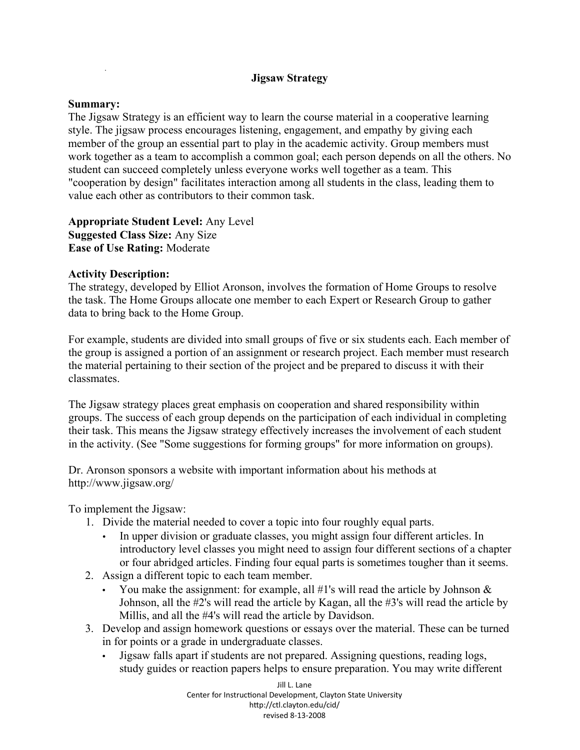# Jigsaw Strategy

**Summary:**
The Jigsaw Strategy is an efficient way to learn the course material in a cooperative learning style. The jigsaw process encourages listening, engagement, and empathy by giving each member of the group an essential part to play in the academic activity. Group members must work together as a team to accomplish a common goal; each person depends on all the others. No student can succeed completely unless everyone works well together as a team. This "cooperation by design" facilitates interaction among all students in the class, leading them to value each other as contributors to their common task.

**Appropriate Student Level:** Any Level
**Suggested Class Size:** Any Size
**Ease of Use Rating:** Moderate

**Activity Description:**
The strategy, developed by Elliot Aronson, involves the formation of Home Groups to resolve the task. The Home Groups allocate one member to each Expert or Research Group to gather data to bring back to the Home Group.

For example, students are divided into small groups of five or six students each. Each member of the group is assigned a portion of an assignment or research project. Each member must research the material pertaining to their section of the project and be prepared to discuss it with their classmates.

The Jigsaw strategy places great emphasis on cooperation and shared responsibility within groups. The success of each group depends on the participation of each individual in completing their task. This means the Jigsaw strategy effectively increases the involvement of each student in the activity. (See "Some suggestions for forming groups" for more information on groups).

Dr. Aronson sponsors a website with important information about his methods at http://www.jigsaw.org/

To implement the Jigsaw:

1. Divide the material needed to cover a topic into four roughly equal parts.
   - In upper division or graduate classes, you might assign four different articles. In introductory level classes you might need to assign four different sections of a chapter or four abridged articles. Finding four equal parts is sometimes tougher than it seems.
2. Assign a different topic to each team member.
   - You make the assignment: for example, all #1's will read the article by Johnson & Johnson, all the #2's will read the article by Kagan, all the #3's will read the article by Millis, and all the #4's will read the article by Davidson.
3. Develop and assign homework questions or essays over the material. These can be turned in for points or a grade in undergraduate classes.
   - Jigsaw falls apart if students are not prepared. Assigning questions, reading logs, study guides or reaction papers helps to ensure preparation. You may write different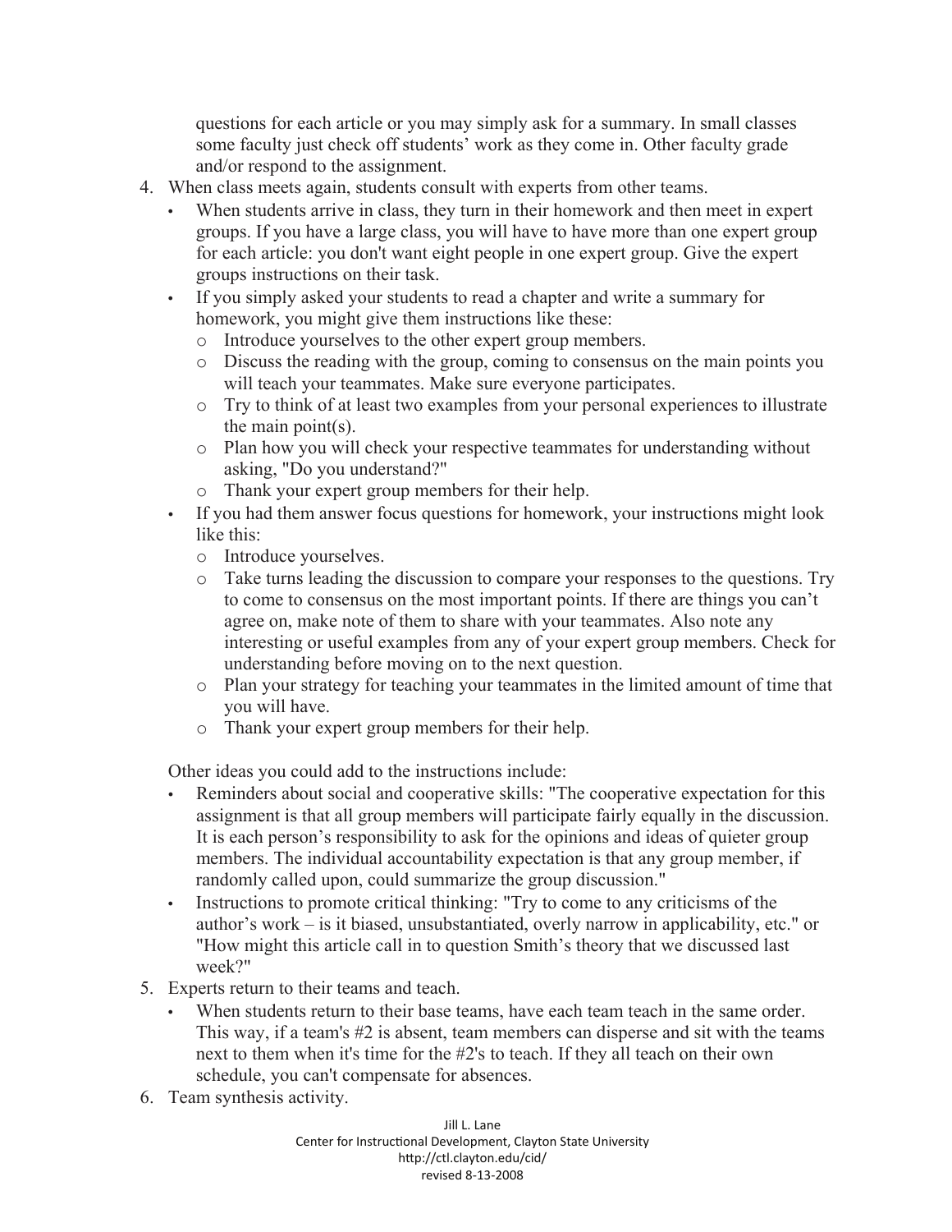questions for each article or you may simply ask for a summary. In small classes some faculty just check off students' work as they come in. Other faculty grade and/or respond to the assignment.

4. When class meets again, students consult with experts from other teams.
   - When students arrive in class, they turn in their homework and then meet in expert groups. If you have a large class, you will have to have more than one expert group for each article: you don't want eight people in one expert group. Give the expert groups instructions on their task.
   - If you simply asked your students to read a chapter and write a summary for homework, you might give them instructions like these:
     - Introduce yourselves to the other expert group members.
     - Discuss the reading with the group, coming to consensus on the main points you will teach your teammates. Make sure everyone participates.
     - Try to think of at least two examples from your personal experiences to illustrate the main point(s).
     - Plan how you will check your respective teammates for understanding without asking, "Do you understand?"
     - Thank your expert group members for their help.
   - If you had them answer focus questions for homework, your instructions might look like this:
     - Introduce yourselves.
     - Take turns leading the discussion to compare your responses to the questions. Try to come to consensus on the most important points. If there are things you can't agree on, make note of them to share with your teammates. Also note any interesting or useful examples from any of your expert group members. Check for understanding before moving on to the next question.
     - Plan your strategy for teaching your teammates in the limited amount of time that you will have.
     - Thank your expert group members for their help.

   Other ideas you could add to the instructions include:
   - Reminders about social and cooperative skills: "The cooperative expectation for this assignment is that all group members will participate fairly equally in the discussion. It is each person's responsibility to ask for the opinions and ideas of quieter group members. The individual accountability expectation is that any group member, if randomly called upon, could summarize the group discussion."
   - Instructions to promote critical thinking: "Try to come to any criticisms of the author's work – is it biased, unsubstantiated, overly narrow in applicability, etc." or "How might this article call in to question Smith's theory that we discussed last week?"
5. Experts return to their teams and teach.
   - When students return to their base teams, have each team teach in the same order. This way, if a team's #2 is absent, team members can disperse and sit with the teams next to them when it's time for the #2's to teach. If they all teach on their own schedule, you can't compensate for absences.
6. Team synthesis activity.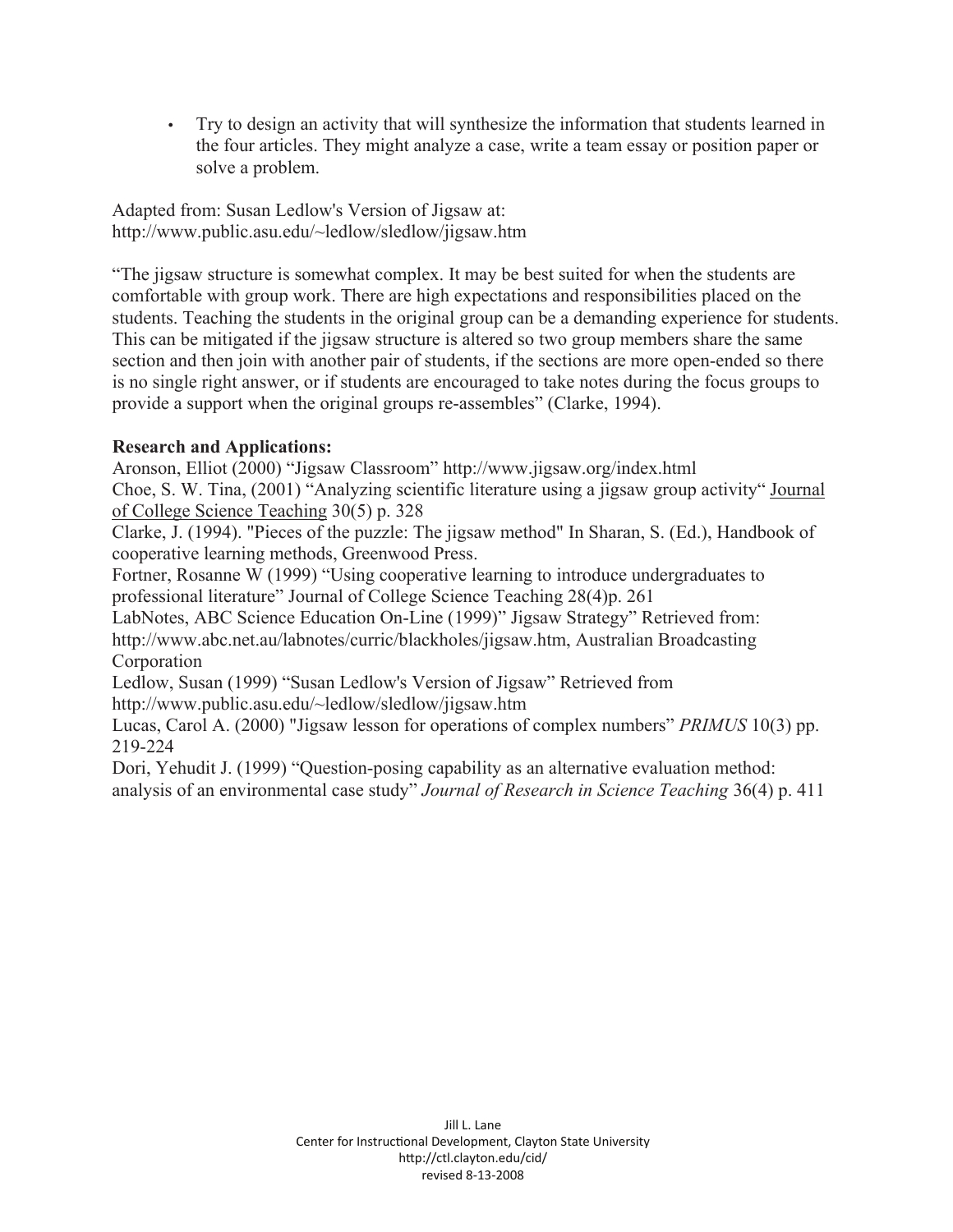- Try to design an activity that will synthesize the information that students learned in the four articles. They might analyze a case, write a team essay or position paper or solve a problem.

Adapted from: Susan Ledlow's Version of Jigsaw at:
http://www.public.asu.edu/~ledlow/sledlow/jigsaw.htm

"The jigsaw structure is somewhat complex. It may be best suited for when the students are comfortable with group work. There are high expectations and responsibilities placed on the students. Teaching the students in the original group can be a demanding experience for students. This can be mitigated if the jigsaw structure is altered so two group members share the same section and then join with another pair of students, if the sections are more open-ended so there is no single right answer, or if students are encouraged to take notes during the focus groups to provide a support when the original groups re-assembles" (Clarke, 1994).

**Research and Applications:**

Aronson, Elliot (2000) "Jigsaw Classroom" http://www.jigsaw.org/index.html

Choe, S. W. Tina, (2001) "Analyzing scientific literature using a jigsaw group activity" Journal of College Science Teaching 30(5) p. 328

Clarke, J. (1994). "Pieces of the puzzle: The jigsaw method" In Sharan, S. (Ed.), Handbook of cooperative learning methods, Greenwood Press.

Fortner, Rosanne W (1999) "Using cooperative learning to introduce undergraduates to professional literature" Journal of College Science Teaching 28(4)p. 261

LabNotes, ABC Science Education On-Line (1999)" Jigsaw Strategy" Retrieved from: http://www.abc.net.au/labnotes/curric/blackholes/jigsaw.htm, Australian Broadcasting Corporation

Ledlow, Susan (1999) "Susan Ledlow's Version of Jigsaw" Retrieved from http://www.public.asu.edu/~ledlow/sledlow/jigsaw.htm

Lucas, Carol A. (2000) "Jigsaw lesson for operations of complex numbers" *PRIMUS* 10(3) pp. 219-224

Dori, Yehudit J. (1999) "Question-posing capability as an alternative evaluation method: analysis of an environmental case study" *Journal of Research in Science Teaching* 36(4) p. 411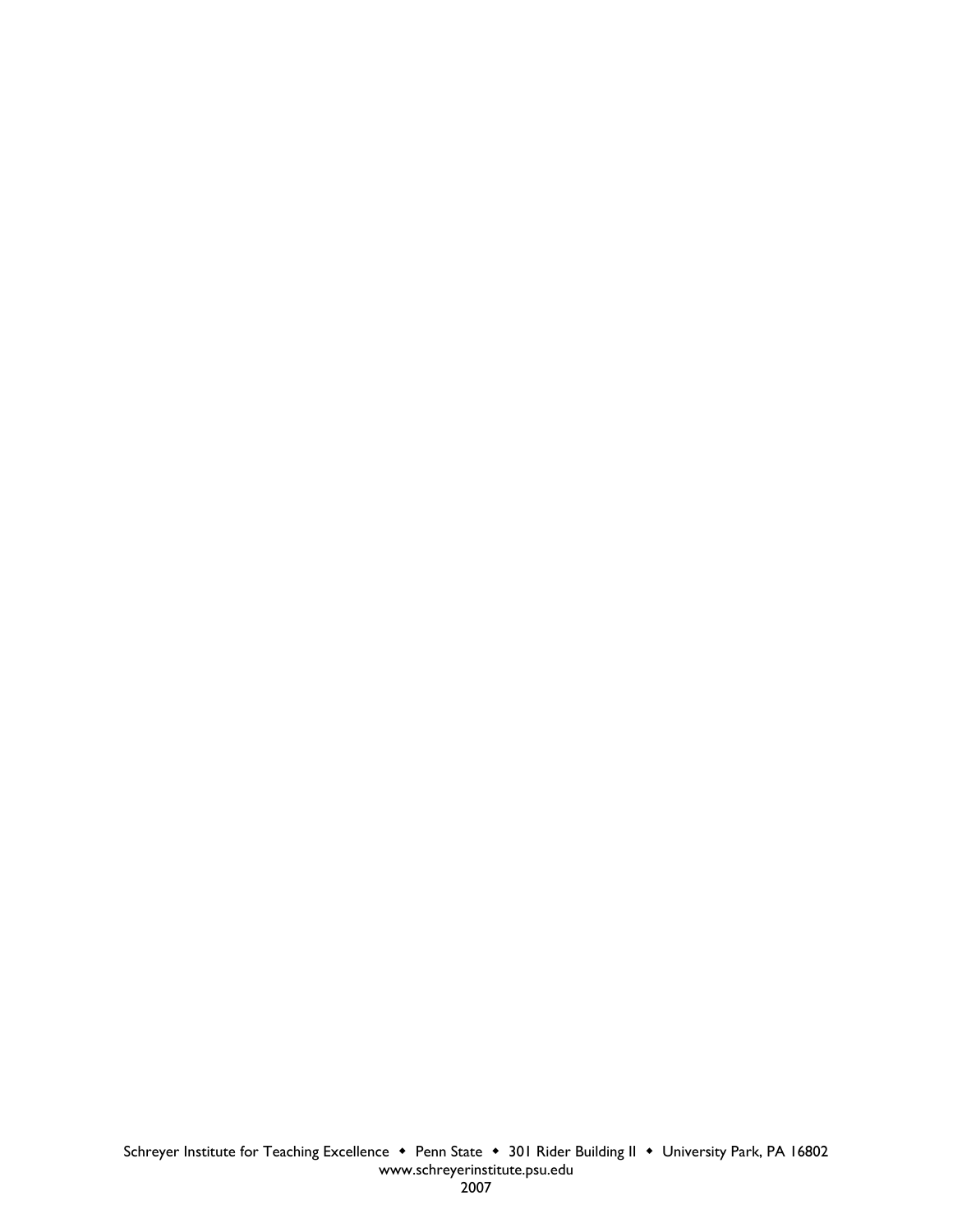Schreyer Institute for Teaching Excellence ◆ Penn State ◆ 301 Rider Building II ◆ University Park, PA 16802
www.schreyerinstitute.psu.edu
2007